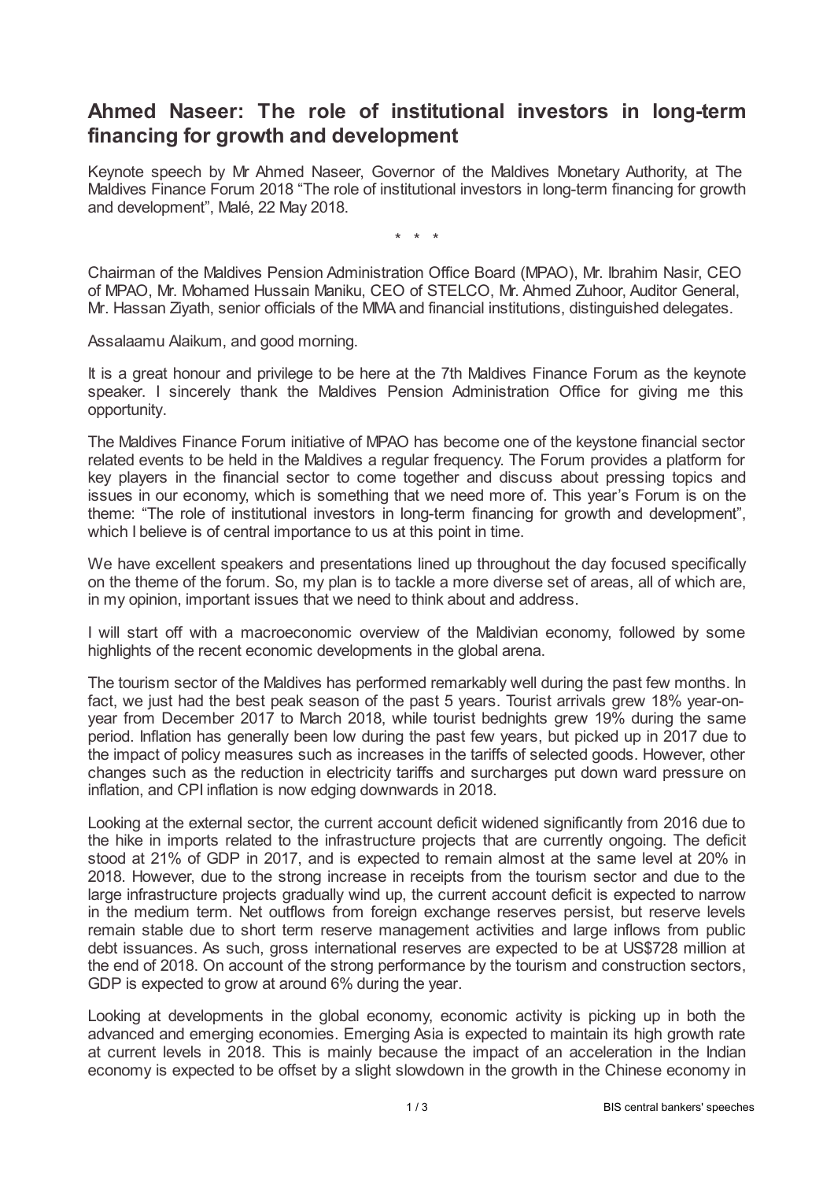# Ahmed Naseer: The role of institutional investors in long-term financing for growth and development

Keynote speech by Mr Ahmed Naseer, Governor of the Maldives Monetary Authority, at The Maldives Finance Forum 2018 "The role of institutional investors in long-term financing for growth and development", Malé, 22 May 2018.

\* \* \*

Chairman of the Maldives Pension Administration Office Board (MPAO), Mr. Ibrahim Nasir, CEO of MPAO, Mr. Mohamed Hussain Maniku, CEO of STELCO, Mr. Ahmed Zuhoor, Auditor General, Mr. Hassan Ziyath, senior officials of the MMA and financial institutions, distinguished delegates.

Assalaamu Alaikum, and good morning.

It is a great honour and privilege to be here at the 7th Maldives Finance Forum as the keynote speaker. I sincerely thank the Maldives Pension Administration Office for giving me this opportunity.

The Maldives Finance Forum initiative of MPAO has become one of the keystone financial sector related events to be held in the Maldives a regular frequency. The Forum provides a platform for key players in the financial sector to come together and discuss about pressing topics and issues in our economy, which is something that we need more of. This year's Forum is on the theme: "The role of institutional investors in long-term financing for growth and development", which I believe is of central importance to us at this point in time.

We have excellent speakers and presentations lined up throughout the day focused specifically on the theme of the forum. So, my plan is to tackle a more diverse set of areas, all of which are, in my opinion, important issues that we need to think about and address.

I will start off with a macroeconomic overview of the Maldivian economy, followed by some highlights of the recent economic developments in the global arena.

The tourism sector of the Maldives has performed remarkably well during the past few months. In fact, we just had the best peak season of the past 5 years. Tourist arrivals grew 18% year-on-year from December 2017 to March 2018, while tourist bednights grew 19% during the same period. Inflation has generally been low during the past few years, but picked up in 2017 due to the impact of policy measures such as increases in the tariffs of selected goods. However, other changes such as the reduction in electricity tariffs and surcharges put down ward pressure on inflation, and CPI inflation is now edging downwards in 2018.

Looking at the external sector, the current account deficit widened significantly from 2016 due to the hike in imports related to the infrastructure projects that are currently ongoing. The deficit stood at 21% of GDP in 2017, and is expected to remain almost at the same level at 20% in 2018. However, due to the strong increase in receipts from the tourism sector and due to the large infrastructure projects gradually wind up, the current account deficit is expected to narrow in the medium term. Net outflows from foreign exchange reserves persist, but reserve levels remain stable due to short term reserve management activities and large inflows from public debt issuances. As such, gross international reserves are expected to be at US$728 million at the end of 2018. On account of the strong performance by the tourism and construction sectors, GDP is expected to grow at around 6% during the year.

Looking at developments in the global economy, economic activity is picking up in both the advanced and emerging economies. Emerging Asia is expected to maintain its high growth rate at current levels in 2018. This is mainly because the impact of an acceleration in the Indian economy is expected to be offset by a slight slowdown in the growth in the Chinese economy in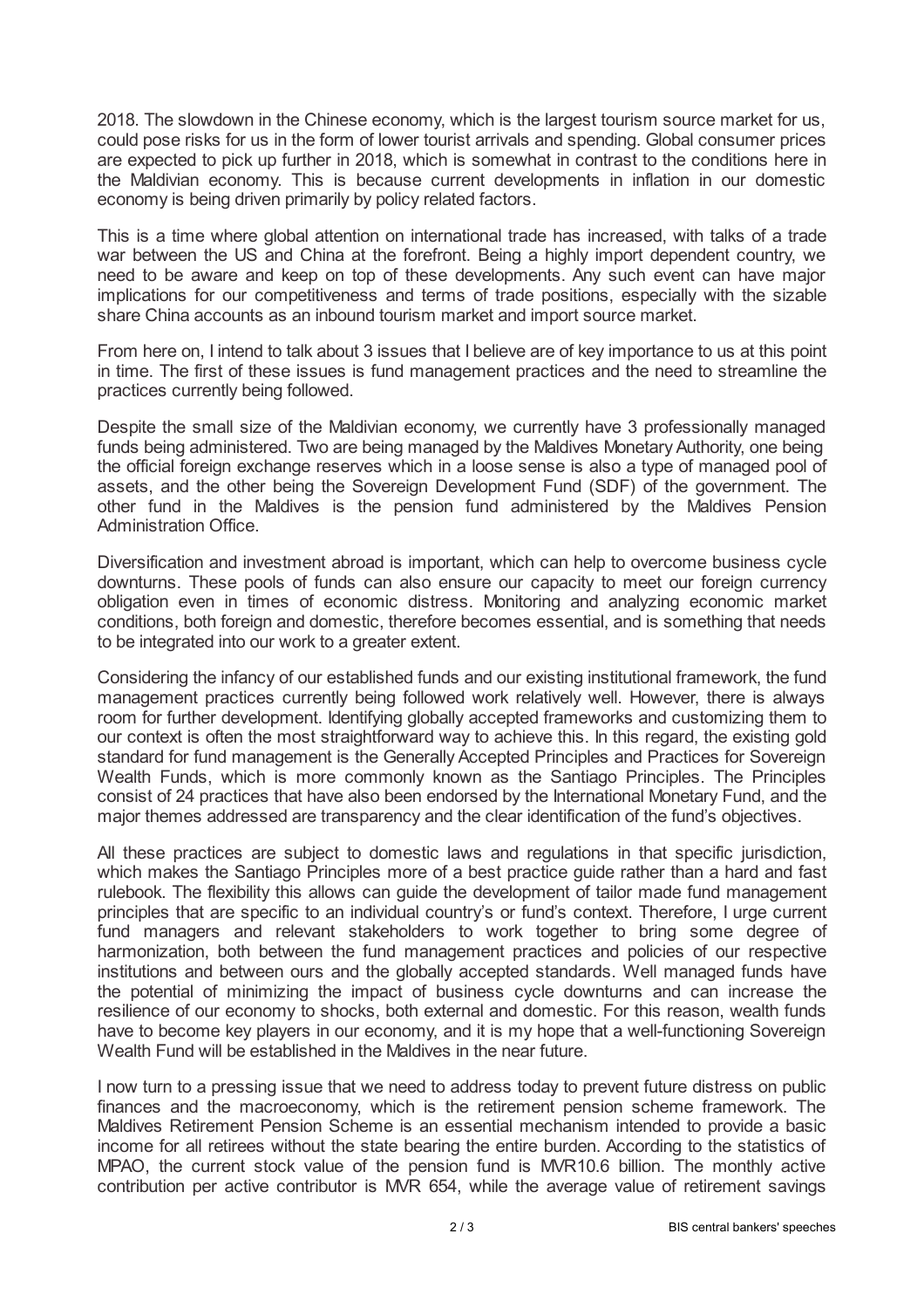2018. The slowdown in the Chinese economy, which is the largest tourism source market for us, could pose risks for us in the form of lower tourist arrivals and spending. Global consumer prices are expected to pick up further in 2018, which is somewhat in contrast to the conditions here in the Maldivian economy. This is because current developments in inflation in our domestic economy is being driven primarily by policy related factors.

This is a time where global attention on international trade has increased, with talks of a trade war between the US and China at the forefront. Being a highly import dependent country, we need to be aware and keep on top of these developments. Any such event can have major implications for our competitiveness and terms of trade positions, especially with the sizable share China accounts as an inbound tourism market and import source market.

From here on, I intend to talk about 3 issues that I believe are of key importance to us at this point in time. The first of these issues is fund management practices and the need to streamline the practices currently being followed.

Despite the small size of the Maldivian economy, we currently have 3 professionally managed funds being administered. Two are being managed by the Maldives Monetary Authority, one being the official foreign exchange reserves which in a loose sense is also a type of managed pool of assets, and the other being the Sovereign Development Fund (SDF) of the government. The other fund in the Maldives is the pension fund administered by the Maldives Pension Administration Office.

Diversification and investment abroad is important, which can help to overcome business cycle downturns. These pools of funds can also ensure our capacity to meet our foreign currency obligation even in times of economic distress. Monitoring and analyzing economic market conditions, both foreign and domestic, therefore becomes essential, and is something that needs to be integrated into our work to a greater extent.

Considering the infancy of our established funds and our existing institutional framework, the fund management practices currently being followed work relatively well. However, there is always room for further development. Identifying globally accepted frameworks and customizing them to our context is often the most straightforward way to achieve this. In this regard, the existing gold standard for fund management is the Generally Accepted Principles and Practices for Sovereign Wealth Funds, which is more commonly known as the Santiago Principles. The Principles consist of 24 practices that have also been endorsed by the International Monetary Fund, and the major themes addressed are transparency and the clear identification of the fund's objectives.

All these practices are subject to domestic laws and regulations in that specific jurisdiction, which makes the Santiago Principles more of a best practice guide rather than a hard and fast rulebook. The flexibility this allows can guide the development of tailor made fund management principles that are specific to an individual country's or fund's context. Therefore, I urge current fund managers and relevant stakeholders to work together to bring some degree of harmonization, both between the fund management practices and policies of our respective institutions and between ours and the globally accepted standards. Well managed funds have the potential of minimizing the impact of business cycle downturns and can increase the resilience of our economy to shocks, both external and domestic. For this reason, wealth funds have to become key players in our economy, and it is my hope that a well-functioning Sovereign Wealth Fund will be established in the Maldives in the near future.

I now turn to a pressing issue that we need to address today to prevent future distress on public finances and the macroeconomy, which is the retirement pension scheme framework. The Maldives Retirement Pension Scheme is an essential mechanism intended to provide a basic income for all retirees without the state bearing the entire burden. According to the statistics of MPAO, the current stock value of the pension fund is MVR10.6 billion. The monthly active contribution per active contributor is MVR 654, while the average value of retirement savings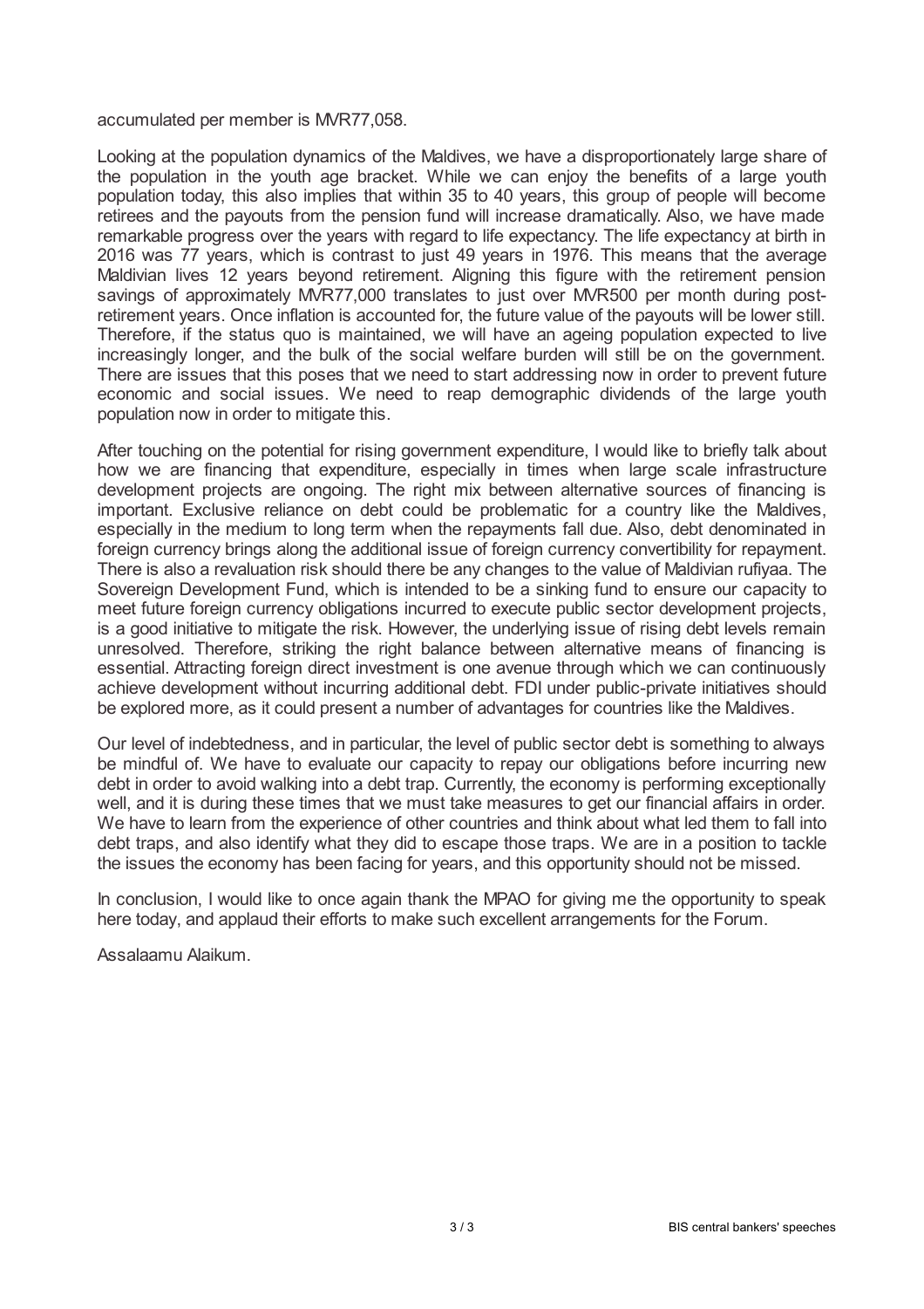accumulated per member is MVR77,058.

Looking at the population dynamics of the Maldives, we have a disproportionately large share of the population in the youth age bracket. While we can enjoy the benefits of a large youth population today, this also implies that within 35 to 40 years, this group of people will become retirees and the payouts from the pension fund will increase dramatically. Also, we have made remarkable progress over the years with regard to life expectancy. The life expectancy at birth in 2016 was 77 years, which is contrast to just 49 years in 1976. This means that the average Maldivian lives 12 years beyond retirement. Aligning this figure with the retirement pension savings of approximately MVR77,000 translates to just over MVR500 per month during post-retirement years. Once inflation is accounted for, the future value of the payouts will be lower still. Therefore, if the status quo is maintained, we will have an ageing population expected to live increasingly longer, and the bulk of the social welfare burden will still be on the government. There are issues that this poses that we need to start addressing now in order to prevent future economic and social issues. We need to reap demographic dividends of the large youth population now in order to mitigate this.

After touching on the potential for rising government expenditure, I would like to briefly talk about how we are financing that expenditure, especially in times when large scale infrastructure development projects are ongoing. The right mix between alternative sources of financing is important. Exclusive reliance on debt could be problematic for a country like the Maldives, especially in the medium to long term when the repayments fall due. Also, debt denominated in foreign currency brings along the additional issue of foreign currency convertibility for repayment. There is also a revaluation risk should there be any changes to the value of Maldivian rufiyaa. The Sovereign Development Fund, which is intended to be a sinking fund to ensure our capacity to meet future foreign currency obligations incurred to execute public sector development projects, is a good initiative to mitigate the risk. However, the underlying issue of rising debt levels remain unresolved. Therefore, striking the right balance between alternative means of financing is essential. Attracting foreign direct investment is one avenue through which we can continuously achieve development without incurring additional debt. FDI under public-private initiatives should be explored more, as it could present a number of advantages for countries like the Maldives.

Our level of indebtedness, and in particular, the level of public sector debt is something to always be mindful of. We have to evaluate our capacity to repay our obligations before incurring new debt in order to avoid walking into a debt trap. Currently, the economy is performing exceptionally well, and it is during these times that we must take measures to get our financial affairs in order. We have to learn from the experience of other countries and think about what led them to fall into debt traps, and also identify what they did to escape those traps. We are in a position to tackle the issues the economy has been facing for years, and this opportunity should not be missed.

In conclusion, I would like to once again thank the MPAO for giving me the opportunity to speak here today, and applaud their efforts to make such excellent arrangements for the Forum.

Assalaamu Alaikum.